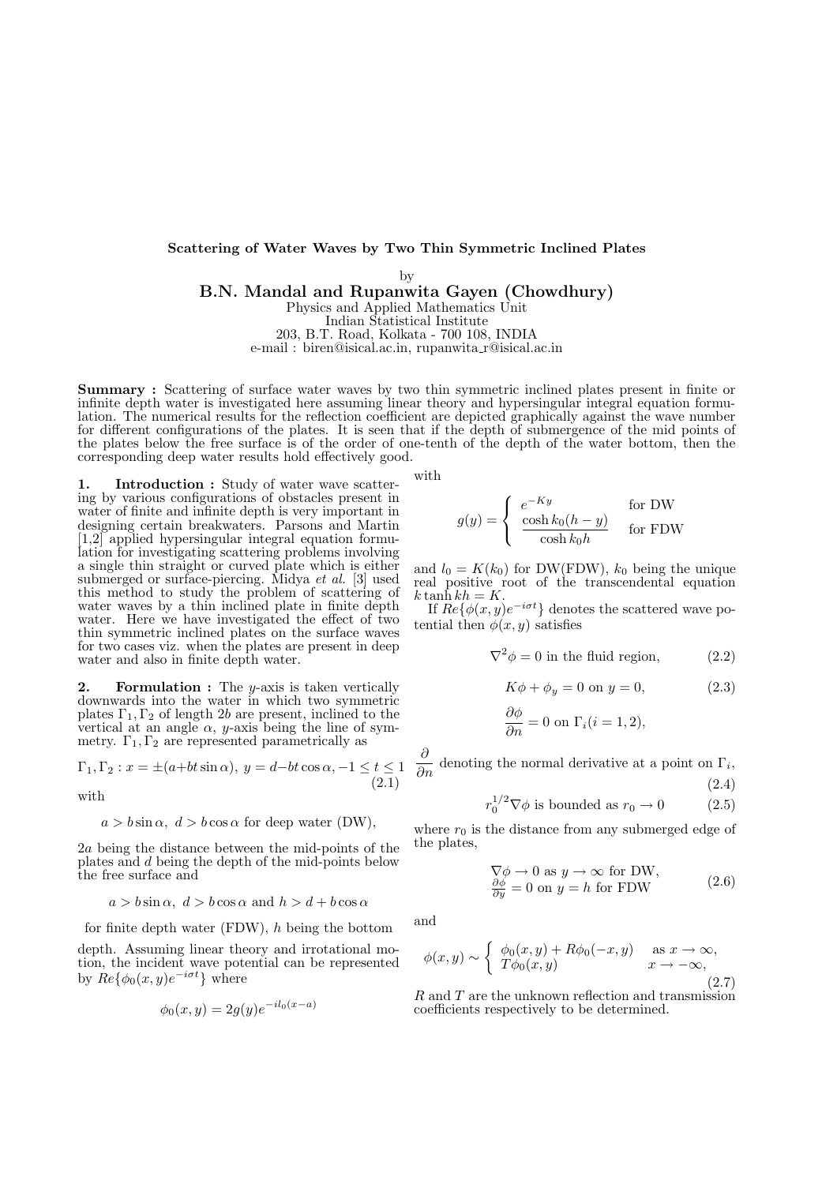# Scattering of Water Waves by Two Thin Symmetric Inclined Plates

by

## B.N. Mandal and Rupanwita Gayen (Chowdhury)

Physics and Applied Mathematics Unit
Indian Statistical Institute
203, B.T. Road, Kolkata - 700 108, INDIA
e-mail : biren@isical.ac.in, rupanwita_r@isical.ac.in

**Summary :** Scattering of surface water waves by two thin symmetric inclined plates present in finite or infinite depth water is investigated here assuming linear theory and hypersingular integral equation formulation. The numerical results for the reflection coefficient are depicted graphically against the wave number for different configurations of the plates. It is seen that if the depth of submergence of the mid points of the plates below the free surface is of the order of one-tenth of the depth of the water bottom, then the corresponding deep water results hold effectively good.

**1. Introduction :** Study of water wave scattering by various configurations of obstacles present in water of finite and infinite depth is very important in designing certain breakwaters. Parsons and Martin [1,2] applied hypersingular integral equation formulation for investigating scattering problems involving a single thin straight or curved plate which is either submerged or surface-piercing. Midya *et al.* [3] used this method to study the problem of scattering of water waves by a thin inclined plate in finite depth water. Here we have investigated the effect of two thin symmetric inclined plates on the surface waves for two cases viz. when the plates are present in deep water and also in finite depth water.

**2. Formulation :** The $y$-axis is taken vertically downwards into the water in which two symmetric plates $\Gamma_1, \Gamma_2$ of length $2b$ are present, inclined to the vertical at an angle $\alpha$, $y$-axis being the line of symmetry. $\Gamma_1, \Gamma_2$ are represented parametrically as

$$\Gamma_1, \Gamma_2 : x = \pm(a + bt\sin\alpha),\ y = d - bt\cos\alpha, -1 \leq t \leq 1 \tag{2.1}$$

with

$$a > b\sin\alpha,\ d > b\cos\alpha \text{ for deep water (DW)},$$

$2a$ being the distance between the mid-points of the plates and $d$ being the depth of the mid-points below the free surface and

$$a > b\sin\alpha,\ d > b\cos\alpha \text{ and } h > d + b\cos\alpha$$

for finite depth water (FDW), $h$ being the bottom depth. Assuming linear theory and irrotational motion, the incident wave potential can be represented by $Re\{\phi_0(x,y)e^{-i\sigma t}\}$ where

$$\phi_0(x,y) = 2g(y)e^{-il_0(x-a)}$$

with

$$g(y) = \begin{cases} e^{-Ky} & \text{for DW} \\ \dfrac{\cosh k_0(h-y)}{\cosh k_0 h} & \text{for FDW} \end{cases}$$

and $l_0 = K(k_0)$ for DW(FDW), $k_0$ being the unique real positive root of the transcendental equation $k\tanh kh = K$.

If $Re\{\phi(x,y)e^{-i\sigma t}\}$ denotes the scattered wave potential then $\phi(x,y)$ satisfies

$$\nabla^2\phi = 0 \text{ in the fluid region,} \tag{2.2}$$

$$K\phi + \phi_y = 0 \text{ on } y = 0, \tag{2.3}$$

$$\frac{\partial\phi}{\partial n} = 0 \text{ on } \Gamma_i (i = 1, 2),$$

$\dfrac{\partial}{\partial n}$ denoting the normal derivative at a point on $\Gamma_i$,
(2.4)

$$r_0^{1/2}\nabla\phi \text{ is bounded as } r_0 \to 0 \tag{2.5}$$

where $r_0$ is the distance from any submerged edge of the plates,

$$\begin{array}{l} \nabla\phi \to 0 \text{ as } y \to \infty \text{ for DW,} \\ \frac{\partial\phi}{\partial y} = 0 \text{ on } y = h \text{ for FDW} \end{array} \tag{2.6}$$

and

$$\phi(x,y) \sim \begin{cases} \phi_0(x,y) + R\phi_0(-x,y) & \text{as } x \to \infty, \\ T\phi_0(x,y) & x \to -\infty, \end{cases} \tag{2.7}$$

$R$ and $T$ are the unknown reflection and transmission coefficients respectively to be determined.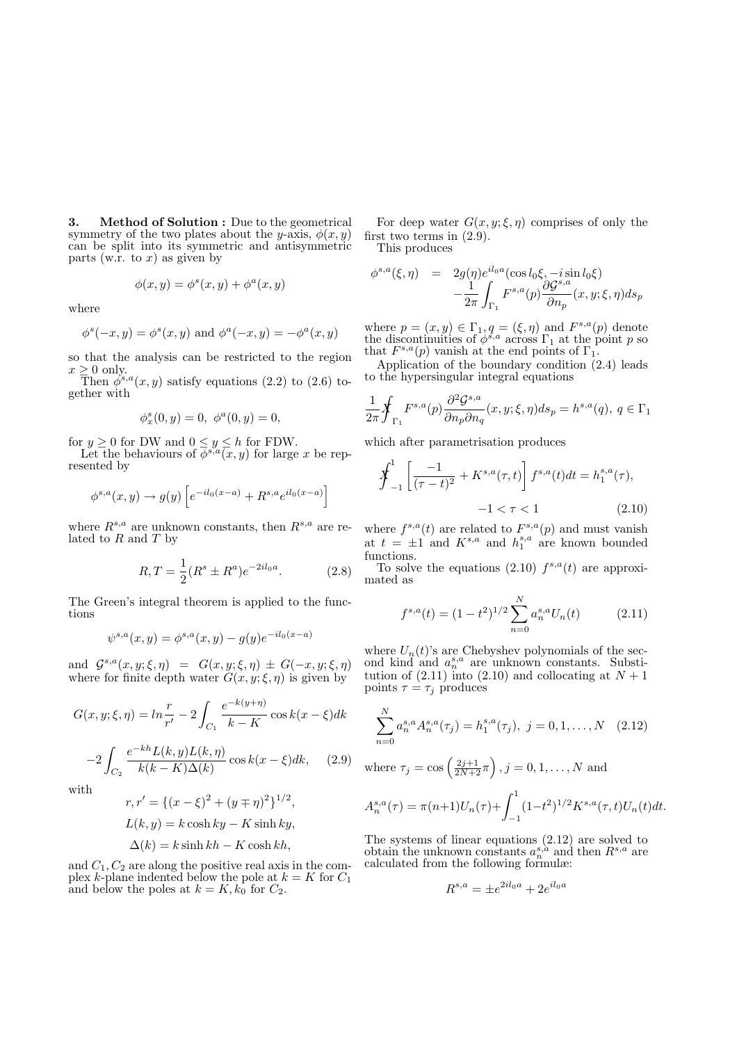**3. Method of Solution :** Due to the geometrical symmetry of the two plates about the $y$-axis, $\phi(x,y)$ can be split into its symmetric and antisymmetric parts (w.r. to $x$) as given by

$$\phi(x,y) = \phi^s(x,y) + \phi^a(x,y)$$

where

$$\phi^s(-x,y) = \phi^s(x,y) \text{ and } \phi^a(-x,y) = -\phi^a(x,y)$$

so that the analysis can be restricted to the region $x \geq 0$ only.

Then $\phi^{s,a}(x,y)$ satisfy equations (2.2) to (2.6) together with

$$\phi^s_x(0,y) = 0, \ \phi^a(0,y) = 0,$$

for $y \geq 0$ for DW and $0 \leq y \leq h$ for FDW.

Let the behaviours of $\phi^{s,a}(x,y)$ for large $x$ be represented by

$$\phi^{s,a}(x,y) \to g(y)\left[e^{-il_0(x-a)} + R^{s,a}e^{il_0(x-a)}\right]$$

where $R^{s,a}$ are unknown constants, then $R^{s,a}$ are related to $R$ and $T$ by

$$R, T = \frac{1}{2}(R^s \pm R^a)e^{-2il_0 a}. \tag{2.8}$$

The Green's integral theorem is applied to the functions

$$\psi^{s,a}(x,y) = \phi^{s,a}(x,y) - g(y)e^{-il_0(x-a)}$$

and $\mathcal{G}^{s,a}(x,y;\xi,\eta) = G(x,y;\xi,\eta) \pm G(-x,y;\xi,\eta)$ where for finite depth water $G(x,y;\xi,\eta)$ is given by

$$G(x,y;\xi,\eta) = ln\frac{r}{r'} - 2\int_{C_1}\frac{e^{-k(y+\eta)}}{k-K}\cos k(x-\xi)dk$$

$$-2\int_{C_2}\frac{e^{-kh}L(k,y)L(k,\eta)}{k(k-K)\Delta(k)}\cos k(x-\xi)dk, \tag{2.9}$$

with

$$r, r' = \{(x-\xi)^2 + (y \mp \eta)^2\}^{1/2},$$

$$L(k,y) = k\cosh ky - K\sinh ky,$$

$$\Delta(k) = k\sinh kh - K\cosh kh,$$

and $C_1, C_2$ are along the positive real axis in the complex $k$-plane indented below the pole at $k = K$ for $C_1$ and below the poles at $k = K, k_0$ for $C_2$.

For deep water $G(x,y;\xi,\eta)$ comprises of only the first two terms in (2.9).

This produces

$$\begin{aligned}\phi^{s,a}(\xi,\eta) &= 2g(\eta)e^{il_0 a}(\cos l_0\xi, -i\sin l_0\xi) \\ &\quad -\frac{1}{2\pi}\int_{\Gamma_1}F^{s,a}(p)\frac{\partial\mathcal{G}^{s,a}}{\partial n_p}(x,y;\xi,\eta)ds_p\end{aligned}$$

where $p = (x,y) \in \Gamma_1, q = (\xi,\eta)$ and $F^{s,a}(p)$ denote the discontinuities of $\phi^{s,a}$ across $\Gamma_1$ at the point $p$ so that $F^{s,a}(p)$ vanish at the end points of $\Gamma_1$.

Application of the boundary condition (2.4) leads to the hypersingular integral equations

$$\frac{1}{2\pi}⨎_{\Gamma_1}F^{s,a}(p)\frac{\partial^2\mathcal{G}^{s,a}}{\partial n_p\partial n_q}(x,y;\xi,\eta)ds_p = h^{s,a}(q), \ q \in \Gamma_1$$

which after parametrisation produces

$$⨎_{-1}^{1}\left[\frac{-1}{(\tau-t)^2} + K^{s,a}(\tau,t)\right]f^{s,a}(t)dt = h_1^{s,a}(\tau),$$

$$-1 < \tau < 1 \tag{2.10}$$

where $f^{s,a}(t)$ are related to $F^{s,a}(p)$ and must vanish at $t = \pm 1$ and $K^{s,a}$ and $h_1^{s,a}$ are known bounded functions.

To solve the equations (2.10) $f^{s,a}(t)$ are approximated as

$$f^{s,a}(t) = (1-t^2)^{1/2}\sum_{n=0}^{N}a_n^{s,a}U_n(t) \tag{2.11}$$

where $U_n(t)$'s are Chebyshev polynomials of the second kind and $a_n^{s,a}$ are unknown constants. Substitution of (2.11) into (2.10) and collocating at $N+1$ points $\tau = \tau_j$ produces

$$\sum_{n=0}^{N}a_n^{s,a}A_n^{s,a}(\tau_j) = h_1^{s,a}(\tau_j), \ j = 0,1,\ldots,N \tag{2.12}$$

where $\tau_j = \cos\left(\frac{2j+1}{2N+2}\pi\right), j = 0,1,\ldots,N$ and

$$A_n^{s,a}(\tau) = \pi(n+1)U_n(\tau) + \int_{-1}^{1}(1-t^2)^{1/2}K^{s,a}(\tau,t)U_n(t)dt.$$

The systems of linear equations (2.12) are solved to obtain the unknown constants $a_n^{s,a}$ and then $R^{s,a}$ are calculated from the following formulæ:

$$R^{s,a} = \pm e^{2il_0 a} + 2e^{il_0 a}$$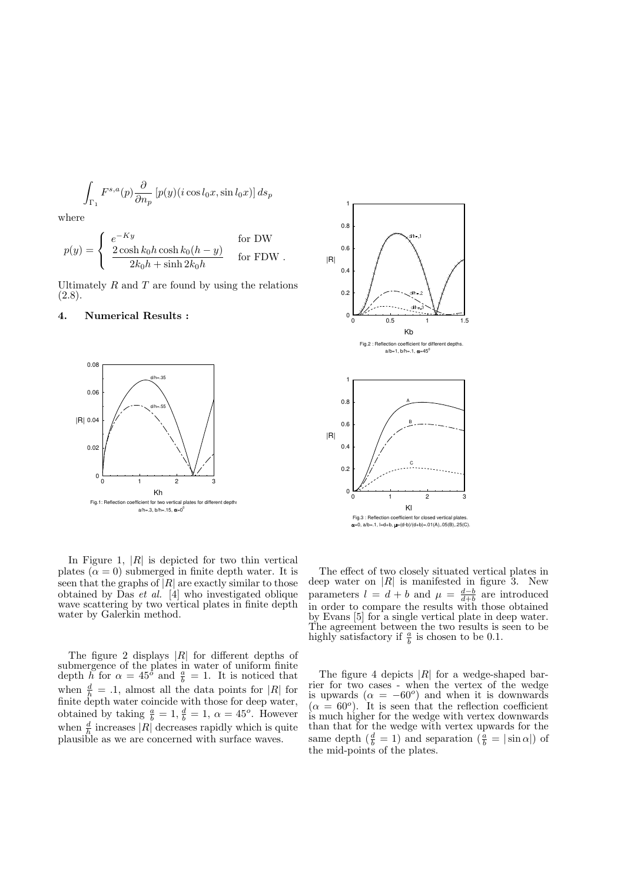$$\int_{\Gamma_1} F^{s,a}(p) \frac{\partial}{\partial n_p} \left[ p(y)(i \cos l_0 x, \sin l_0 x) \right] ds_p$$

where

$$p(y) = \begin{cases} e^{-Ky} & \text{for DW} \\ \dfrac{2\cosh k_0 h \cosh k_0(h-y)}{2k_0 h + \sinh 2k_0 h} & \text{for FDW} . \end{cases}$$

Ultimately $R$ and $T$ are found by using the relations (2.8).

## 4. Numerical Results :

Fig.1: Reflection coefficient for two vertical plates for different depths. a/h=.3, b/h=.15, $\alpha=0^0$

Fig.2 : Reflection coefficient for different depths. a/b=1, b/h=.1, $\alpha=45^0$

Fig.3 : Reflection coefficient for closed vertical plates. $\alpha$=0, a/b=.1, l=d+b, $\mu$=(d-b)/(d+b)=.01(A),.05(B),.25(C).

In Figure 1, $|R|$ is depicted for two thin vertical plates ($\alpha = 0$) submerged in finite depth water. It is seen that the graphs of $|R|$ are exactly similar to those obtained by Das *et al.* [4] who investigated oblique wave scattering by two vertical plates in finite depth water by Galerkin method.

The figure 2 displays $|R|$ for different depths of submergence of the plates in water of uniform finite depth $h$ for $\alpha = 45^o$ and $\frac{a}{b} = 1$. It is noticed that when $\frac{d}{h} = .1$, almost all the data points for $|R|$ for finite depth water coincide with those for deep water, obtained by taking $\frac{a}{b} = 1, \frac{d}{b} = 1$, $\alpha = 45^o$. However when $\frac{d}{h}$ increases $|R|$ decreases rapidly which is quite plausible as we are concerned with surface waves.

The effect of two closely situated vertical plates in deep water on $|R|$ is manifested in figure 3. New parameters $l = d + b$ and $\mu = \frac{d-b}{d+b}$ are introduced in order to compare the results with those obtained by Evans [5] for a single vertical plate in deep water. The agreement between the two results is seen to be highly satisfactory if $\frac{a}{b}$ is chosen to be 0.1.

The figure 4 depicts $|R|$ for a wedge-shaped barrier for two cases - when the vertex of the wedge is upwards ($\alpha = -60^o$) and when it is downwards ($\alpha = 60^o$). It is seen that the reflection coefficient is much higher for the wedge with vertex downwards than that for the wedge with vertex upwards for the same depth ($\frac{d}{b} = 1$) and separation ($\frac{a}{b} = |\sin\alpha|$) of the mid-points of the plates.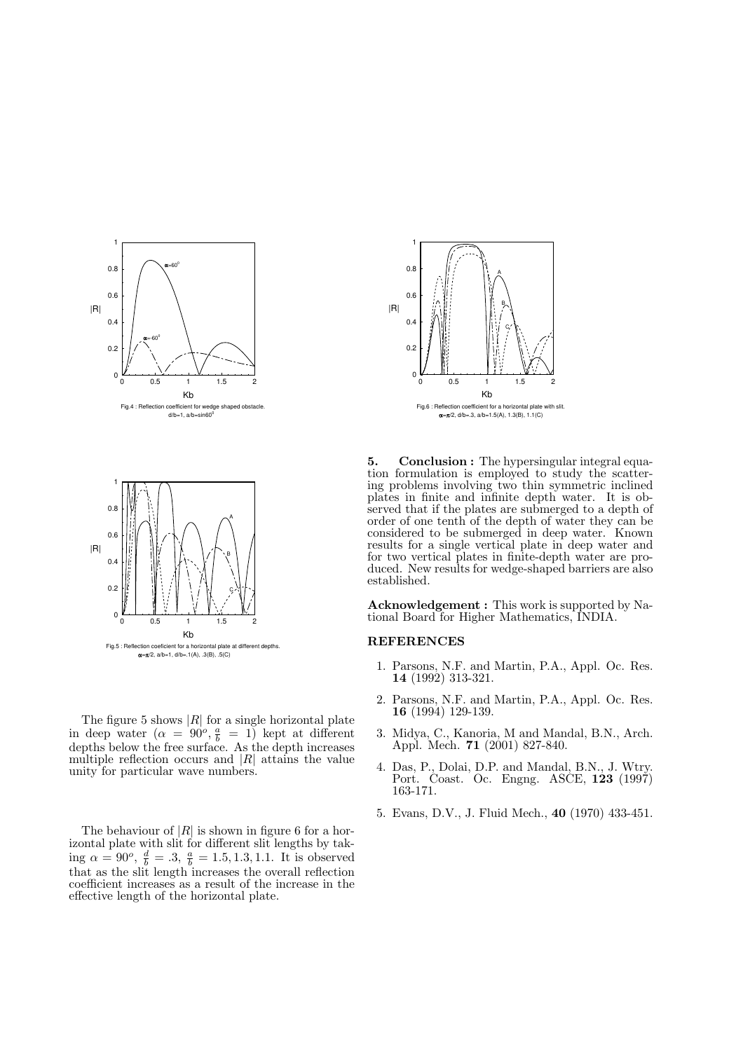Fig.4 : Reflection coefficient for wedge shaped obstacle. $d/b=1$, $a/b=\sin 60^0$

Fig.5 : Reflection coeficient for a horizontal plate at different depths. $\alpha=\pi/2$, $a/b=1$, $d/b=.1(A), .3(B), .5(C)$

The figure 5 shows $|R|$ for a single horizontal plate in deep water ($\alpha = 90^o, \frac{a}{b} = 1$) kept at different depths below the free surface. As the depth increases multiple reflection occurs and $|R|$ attains the value unity for particular wave numbers.

The behaviour of $|R|$ is shown in figure 6 for a horizontal plate with slit for different slit lengths by taking $\alpha = 90^o$, $\frac{d}{b} = .3$, $\frac{a}{b} = 1.5, 1.3, 1.1$. It is observed that as the slit length increases the overall reflection coefficient increases as a result of the increase in the effective length of the horizontal plate.

Fig.6 : Reflection coefficient for a horizontal plate with slit. $\alpha=\pi/2$, $d/b=.3$, $a/b=1.5(A), 1.3(B), 1.1(C)$

**5. Conclusion :** The hypersingular integral equation formulation is employed to study the scattering problems involving two thin symmetric inclined plates in finite and infinite depth water. It is observed that if the plates are submerged to a depth of order of one tenth of the depth of water they can be considered to be submerged in deep water. Known results for a single vertical plate in deep water and for two vertical plates in finite-depth water are produced. New results for wedge-shaped barriers are also established.

**Acknowledgement :** This work is supported by National Board for Higher Mathematics, INDIA.

## REFERENCES

1. Parsons, N.F. and Martin, P.A., Appl. Oc. Res. **14** (1992) 313-321.
2. Parsons, N.F. and Martin, P.A., Appl. Oc. Res. **16** (1994) 129-139.
3. Midya, C., Kanoria, M and Mandal, B.N., Arch. Appl. Mech. **71** (2001) 827-840.
4. Das, P., Dolai, D.P. and Mandal, B.N., J. Wtry. Port. Coast. Oc. Engng. ASCE, **123** (1997) 163-171.
5. Evans, D.V., J. Fluid Mech., **40** (1970) 433-451.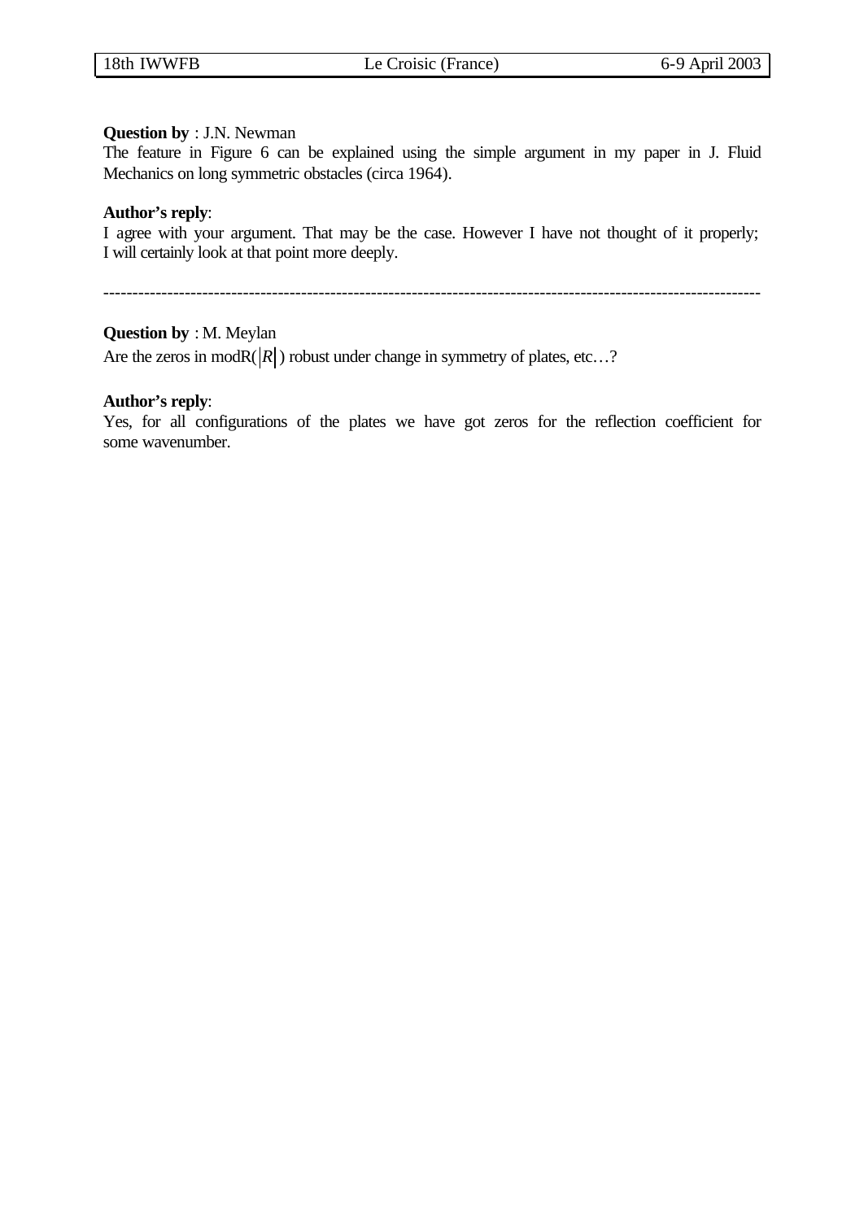**Question by** : J.N. Newman

The feature in Figure 6 can be explained using the simple argument in my paper in J. Fluid Mechanics on long symmetric obstacles (circa 1964).

**Author's reply**:

I agree with your argument. That may be the case. However I have not thought of it properly; I will certainly look at that point more deeply.

-----------------------------------------------------------------------------------------------------------------

**Question by** : M. Meylan

Are the zeros in modR($|R|$) robust under change in symmetry of plates, etc…?

**Author's reply**:

Yes, for all configurations of the plates we have got zeros for the reflection coefficient for some wavenumber.